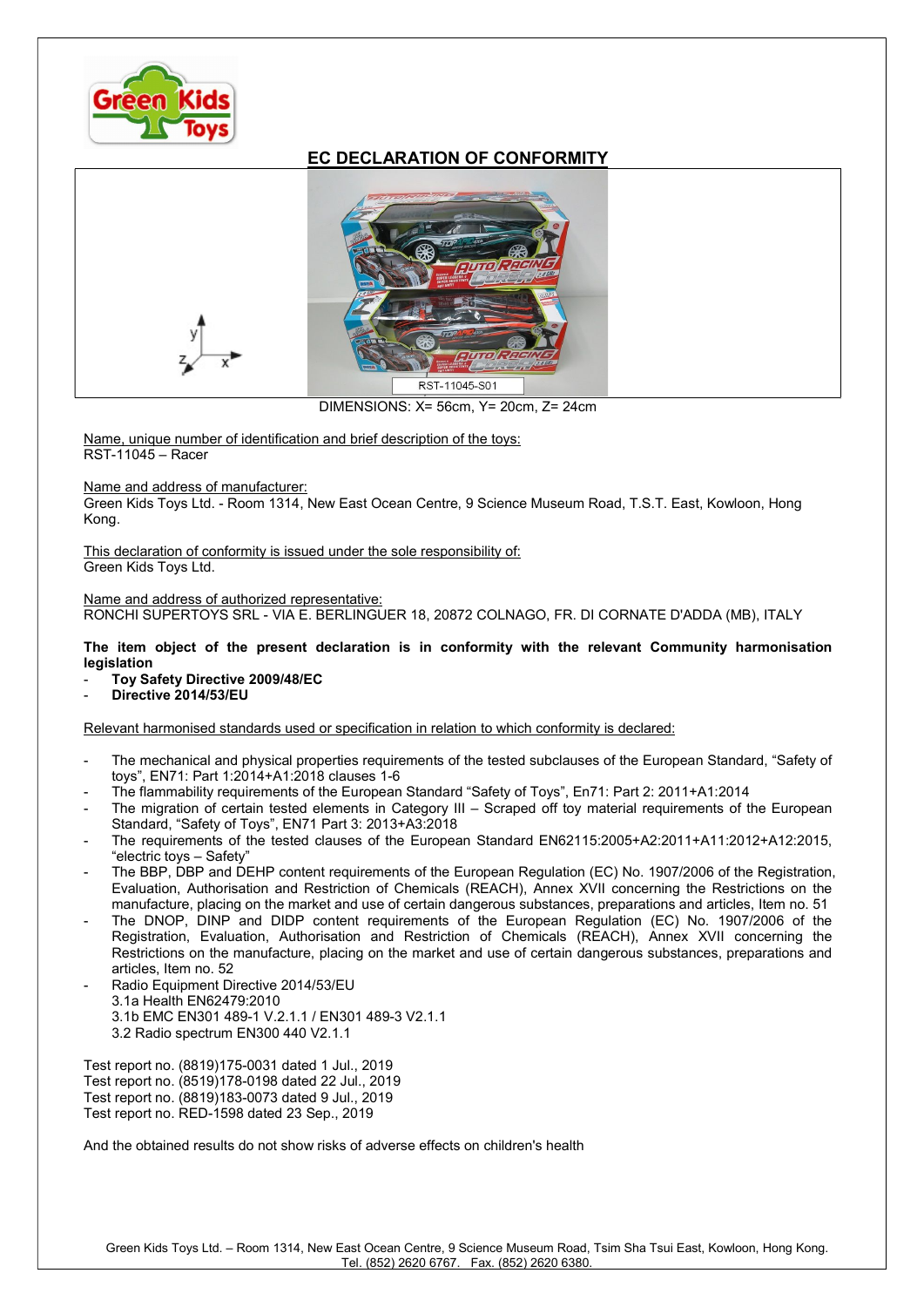# EC DECLARATION OF CONFORMITY

RST-11045-S01

DIMENSIONS: X= 56cm, Y= 20cm, Z= 24cm

Name, unique number of identification and brief description of the toys:
RST-11045 – Racer

Name and address of manufacturer:
Green Kids Toys Ltd. - Room 1314, New East Ocean Centre, 9 Science Museum Road, T.S.T. East, Kowloon, Hong Kong.

This declaration of conformity is issued under the sole responsibility of:
Green Kids Toys Ltd.

Name and address of authorized representative:
RONCHI SUPERTOYS SRL - VIA E. BERLINGUER 18, 20872 COLNAGO, FR. DI CORNATE D'ADDA (MB), ITALY

**The item object of the present declaration is in conformity with the relevant Community harmonisation legislation**

- **Toy Safety Directive 2009/48/EC**
- **Directive 2014/53/EU**

Relevant harmonised standards used or specification in relation to which conformity is declared:

- The mechanical and physical properties requirements of the tested subclauses of the European Standard, “Safety of toys”, EN71: Part 1:2014+A1:2018 clauses 1-6
- The flammability requirements of the European Standard “Safety of Toys”, En71: Part 2: 2011+A1:2014
- The migration of certain tested elements in Category III – Scraped off toy material requirements of the European Standard, “Safety of Toys”, EN71 Part 3: 2013+A3:2018
- The requirements of the tested clauses of the European Standard EN62115:2005+A2:2011+A11:2012+A12:2015, “electric toys – Safety”
- The BBP, DBP and DEHP content requirements of the European Regulation (EC) No. 1907/2006 of the Registration, Evaluation, Authorisation and Restriction of Chemicals (REACH), Annex XVII concerning the Restrictions on the manufacture, placing on the market and use of certain dangerous substances, preparations and articles, Item no. 51
- The DNOP, DINP and DIDP content requirements of the European Regulation (EC) No. 1907/2006 of the Registration, Evaluation, Authorisation and Restriction of Chemicals (REACH), Annex XVII concerning the Restrictions on the manufacture, placing on the market and use of certain dangerous substances, preparations and articles, Item no. 52
- Radio Equipment Directive 2014/53/EU
  3.1a Health EN62479:2010
  3.1b EMC EN301 489-1 V.2.1.1 / EN301 489-3 V2.1.1
  3.2 Radio spectrum EN300 440 V2.1.1

Test report no. (8819)175-0031 dated 1 Jul., 2019
Test report no. (8519)178-0198 dated 22 Jul., 2019
Test report no. (8819)183-0073 dated 9 Jul., 2019
Test report no. RED-1598 dated 23 Sep., 2019

And the obtained results do not show risks of adverse effects on children's health

Green Kids Toys Ltd. – Room 1314, New East Ocean Centre, 9 Science Museum Road, Tsim Sha Tsui East, Kowloon, Hong Kong.
Tel. (852) 2620 6767. Fax. (852) 2620 6380.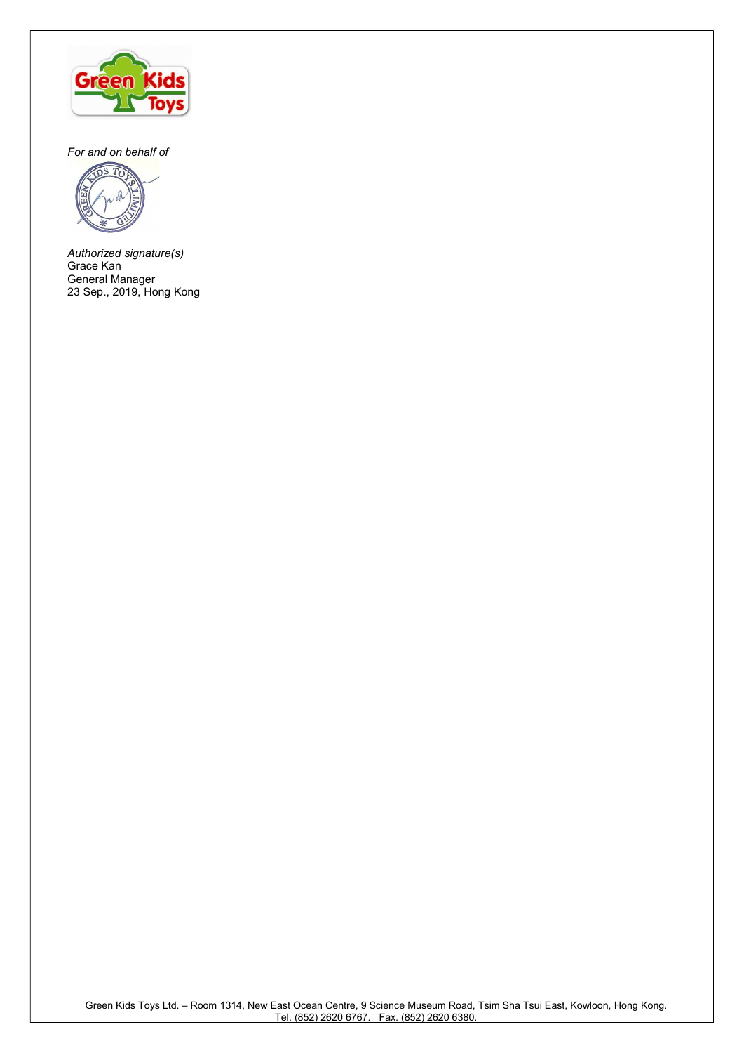*For and on behalf of*

*Authorized signature(s)*
Grace Kan
General Manager
23 Sep., 2019, Hong Kong

Green Kids Toys Ltd. – Room 1314, New East Ocean Centre, 9 Science Museum Road, Tsim Sha Tsui East, Kowloon, Hong Kong.
Tel. (852) 2620 6767. Fax. (852) 2620 6380.